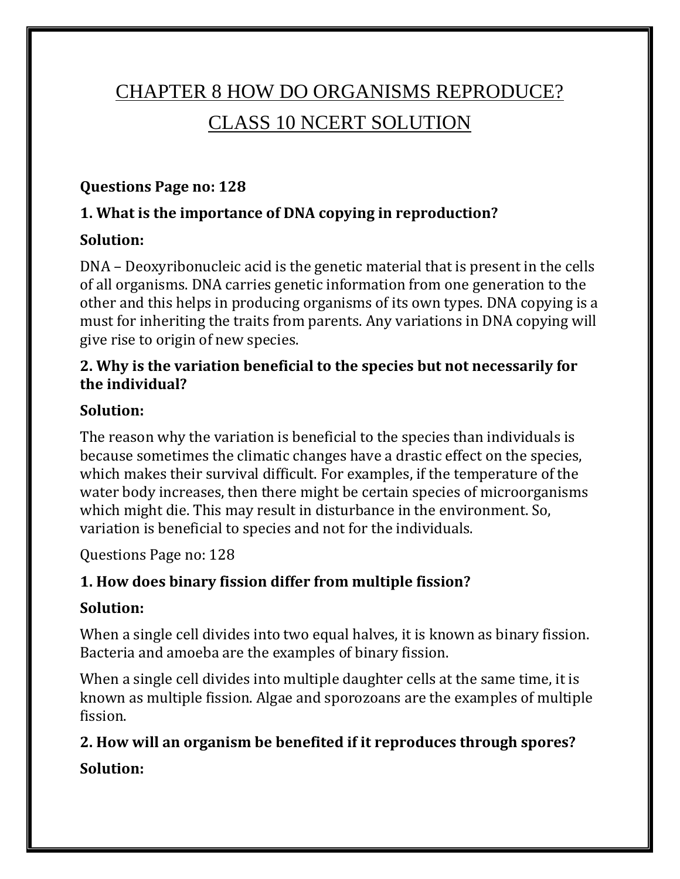# CHAPTER 8 HOW DO ORGANISMS REPRODUCE?

# CLASS 10 NCERT SOLUTION

**Questions Page no: 128**

**1. What is the importance of DNA copying in reproduction?**

**Solution:**

DNA – Deoxyribonucleic acid is the genetic material that is present in the cells of all organisms. DNA carries genetic information from one generation to the other and this helps in producing organisms of its own types. DNA copying is a must for inheriting the traits from parents. Any variations in DNA copying will give rise to origin of new species.

**2. Why is the variation beneficial to the species but not necessarily for the individual?**

**Solution:**

The reason why the variation is beneficial to the species than individuals is because sometimes the climatic changes have a drastic effect on the species, which makes their survival difficult. For examples, if the temperature of the water body increases, then there might be certain species of microorganisms which might die. This may result in disturbance in the environment. So, variation is beneficial to species and not for the individuals.

Questions Page no: 128

**1. How does binary fission differ from multiple fission?**

**Solution:**

When a single cell divides into two equal halves, it is known as binary fission. Bacteria and amoeba are the examples of binary fission.

When a single cell divides into multiple daughter cells at the same time, it is known as multiple fission. Algae and sporozoans are the examples of multiple fission.

**2. How will an organism be benefited if it reproduces through spores?**

**Solution:**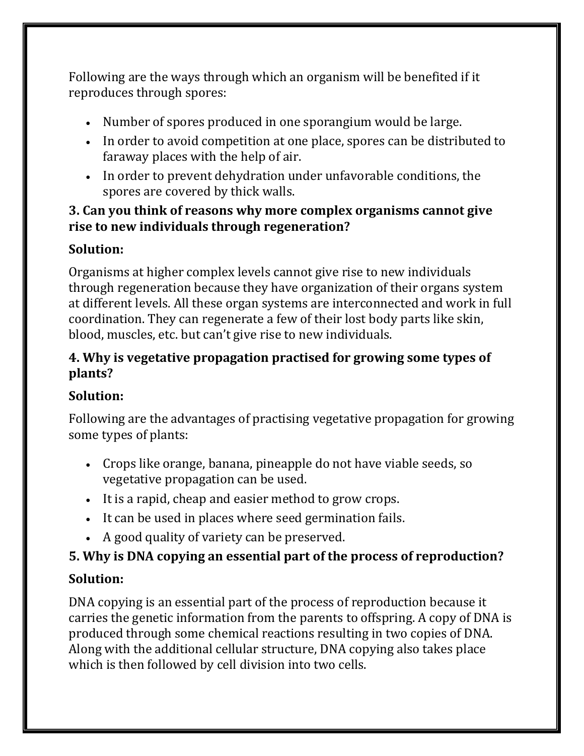Following are the ways through which an organism will be benefited if it reproduces through spores:

- Number of spores produced in one sporangium would be large.
- In order to avoid competition at one place, spores can be distributed to faraway places with the help of air.
- In order to prevent dehydration under unfavorable conditions, the spores are covered by thick walls.

**3. Can you think of reasons why more complex organisms cannot give rise to new individuals through regeneration?**

**Solution:**

Organisms at higher complex levels cannot give rise to new individuals through regeneration because they have organization of their organs system at different levels. All these organ systems are interconnected and work in full coordination. They can regenerate a few of their lost body parts like skin, blood, muscles, etc. but can't give rise to new individuals.

**4. Why is vegetative propagation practised for growing some types of plants?**

**Solution:**

Following are the advantages of practising vegetative propagation for growing some types of plants:

- Crops like orange, banana, pineapple do not have viable seeds, so vegetative propagation can be used.
- It is a rapid, cheap and easier method to grow crops.
- It can be used in places where seed germination fails.
- A good quality of variety can be preserved.

**5. Why is DNA copying an essential part of the process of reproduction?**

**Solution:**

DNA copying is an essential part of the process of reproduction because it carries the genetic information from the parents to offspring. A copy of DNA is produced through some chemical reactions resulting in two copies of DNA. Along with the additional cellular structure, DNA copying also takes place which is then followed by cell division into two cells.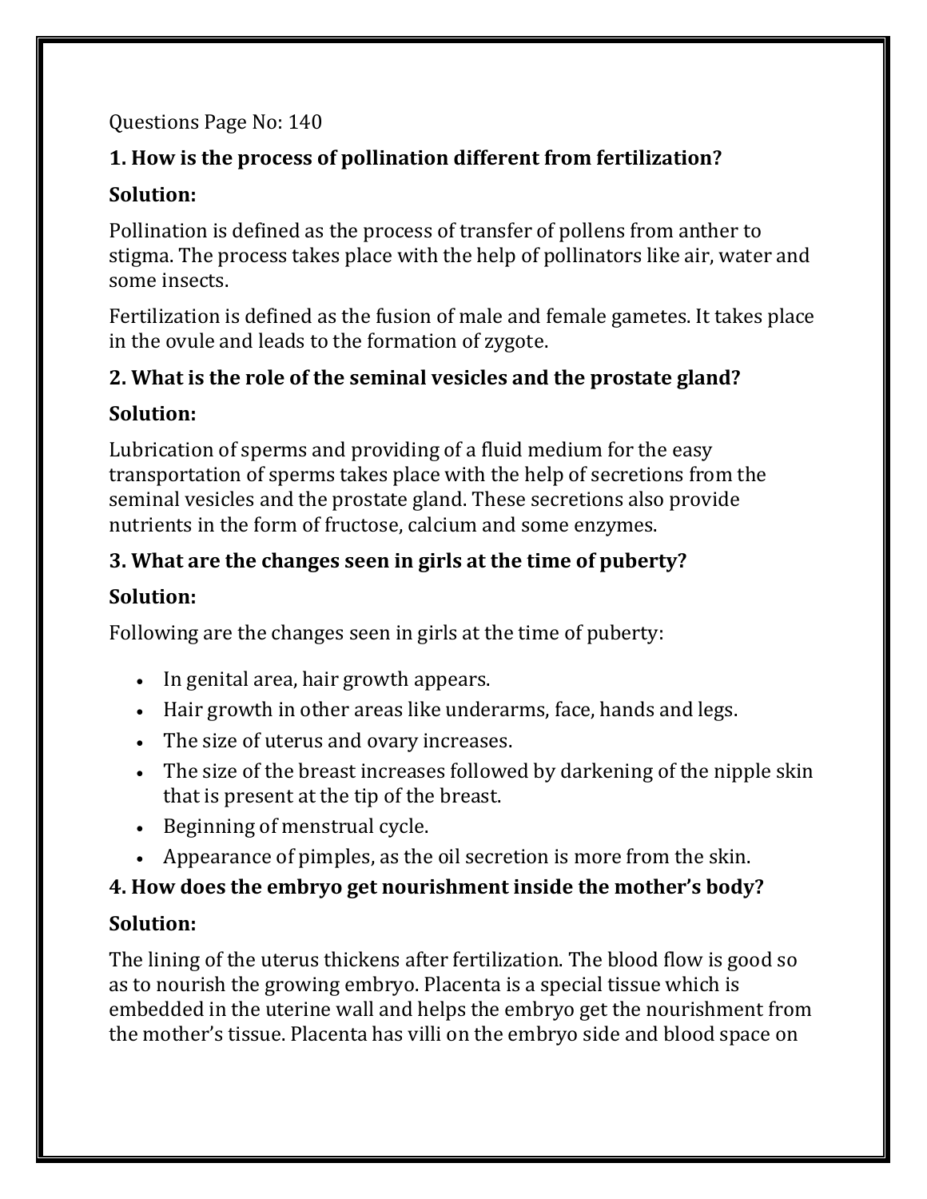Questions Page No: 140

**1. How is the process of pollination different from fertilization?**

**Solution:**

Pollination is defined as the process of transfer of pollens from anther to stigma. The process takes place with the help of pollinators like air, water and some insects.

Fertilization is defined as the fusion of male and female gametes. It takes place in the ovule and leads to the formation of zygote.

**2. What is the role of the seminal vesicles and the prostate gland?**

**Solution:**

Lubrication of sperms and providing of a fluid medium for the easy transportation of sperms takes place with the help of secretions from the seminal vesicles and the prostate gland. These secretions also provide nutrients in the form of fructose, calcium and some enzymes.

**3. What are the changes seen in girls at the time of puberty?**

**Solution:**

Following are the changes seen in girls at the time of puberty:

- In genital area, hair growth appears.
- Hair growth in other areas like underarms, face, hands and legs.
- The size of uterus and ovary increases.
- The size of the breast increases followed by darkening of the nipple skin that is present at the tip of the breast.
- Beginning of menstrual cycle.
- Appearance of pimples, as the oil secretion is more from the skin.

**4. How does the embryo get nourishment inside the mother's body?**

**Solution:**

The lining of the uterus thickens after fertilization. The blood flow is good so as to nourish the growing embryo. Placenta is a special tissue which is embedded in the uterine wall and helps the embryo get the nourishment from the mother's tissue. Placenta has villi on the embryo side and blood space on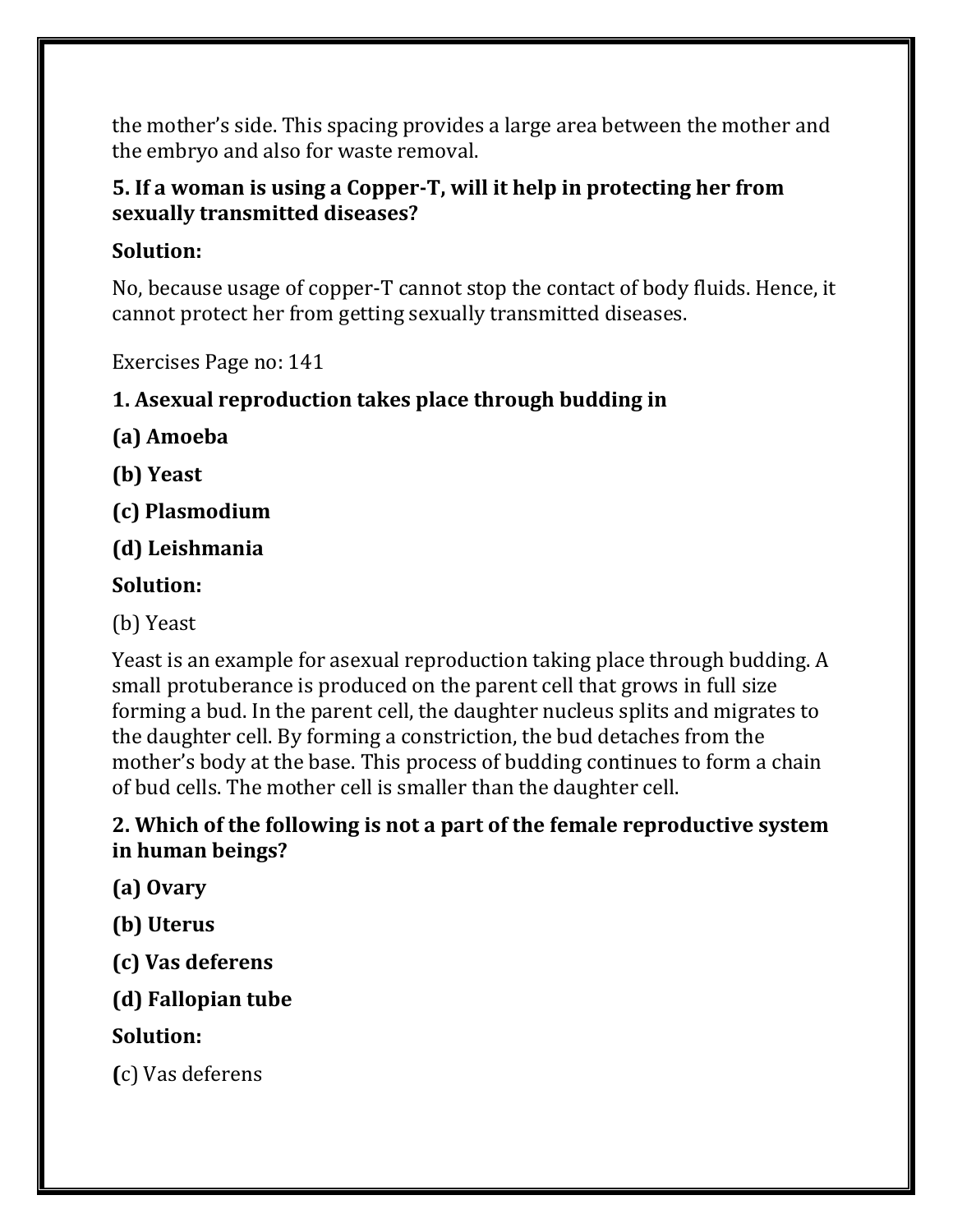the mother's side. This spacing provides a large area between the mother and the embryo and also for waste removal.

**5. If a woman is using a Copper-T, will it help in protecting her from sexually transmitted diseases?**

**Solution:**

No, because usage of copper-T cannot stop the contact of body fluids. Hence, it cannot protect her from getting sexually transmitted diseases.

Exercises Page no: 141

**1. Asexual reproduction takes place through budding in**

**(a) Amoeba**

**(b) Yeast**

**(c) Plasmodium**

**(d) Leishmania**

**Solution:**

(b) Yeast

Yeast is an example for asexual reproduction taking place through budding. A small protuberance is produced on the parent cell that grows in full size forming a bud. In the parent cell, the daughter nucleus splits and migrates to the daughter cell. By forming a constriction, the bud detaches from the mother's body at the base. This process of budding continues to form a chain of bud cells. The mother cell is smaller than the daughter cell.

**2. Which of the following is not a part of the female reproductive system in human beings?**

**(a) Ovary**

**(b) Uterus**

**(c) Vas deferens**

**(d) Fallopian tube**

**Solution:**

**(**c) Vas deferens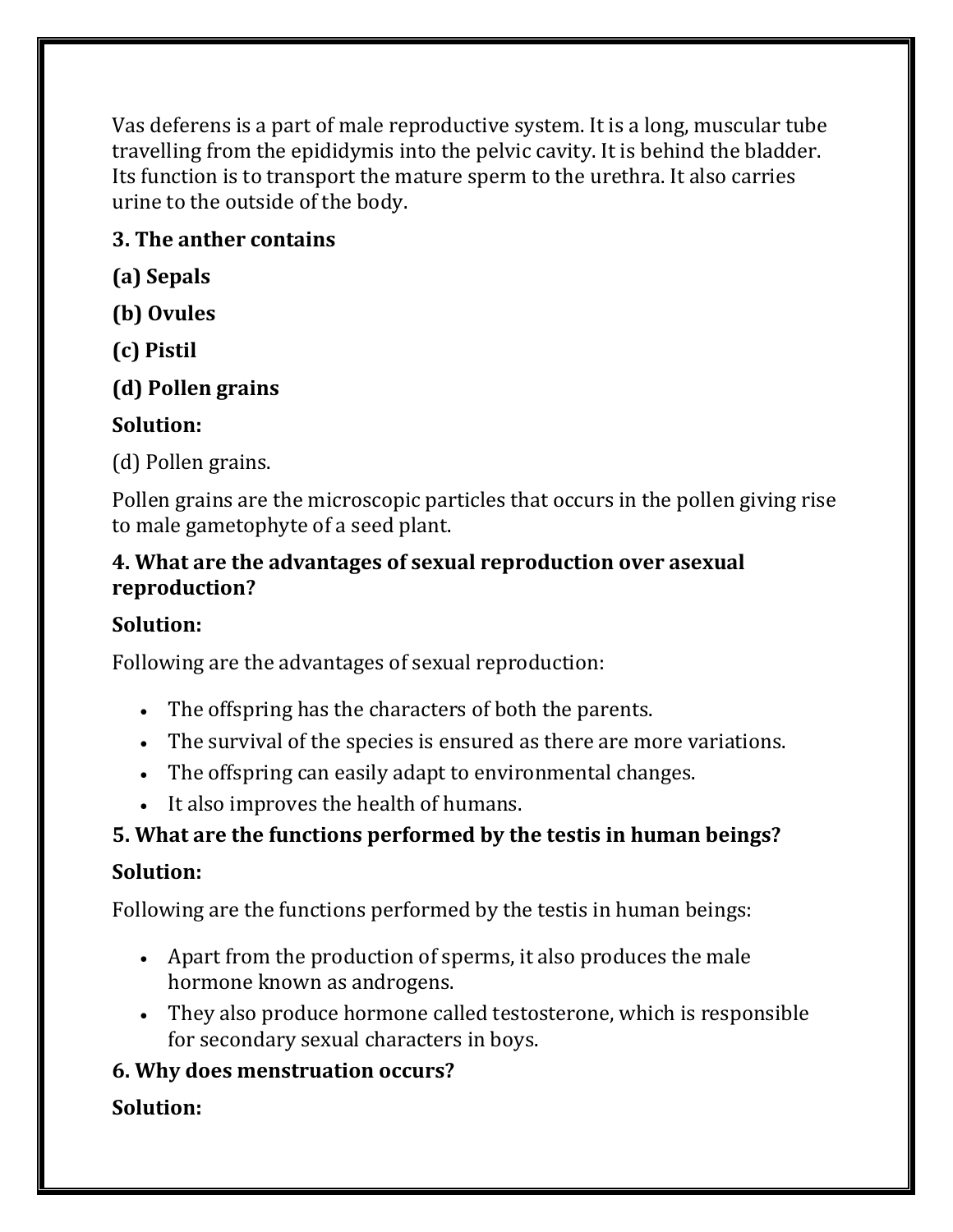Vas deferens is a part of male reproductive system. It is a long, muscular tube travelling from the epididymis into the pelvic cavity. It is behind the bladder. Its function is to transport the mature sperm to the urethra. It also carries urine to the outside of the body.

**3. The anther contains**

**(a) Sepals**

**(b) Ovules**

**(c) Pistil**

**(d) Pollen grains**

**Solution:**

(d) Pollen grains.

Pollen grains are the microscopic particles that occurs in the pollen giving rise to male gametophyte of a seed plant.

**4. What are the advantages of sexual reproduction over asexual reproduction?**

**Solution:**

Following are the advantages of sexual reproduction:

- The offspring has the characters of both the parents.
- The survival of the species is ensured as there are more variations.
- The offspring can easily adapt to environmental changes.
- It also improves the health of humans.

**5. What are the functions performed by the testis in human beings?**

**Solution:**

Following are the functions performed by the testis in human beings:

- Apart from the production of sperms, it also produces the male hormone known as androgens.
- They also produce hormone called testosterone, which is responsible for secondary sexual characters in boys.

**6. Why does menstruation occurs?**

**Solution:**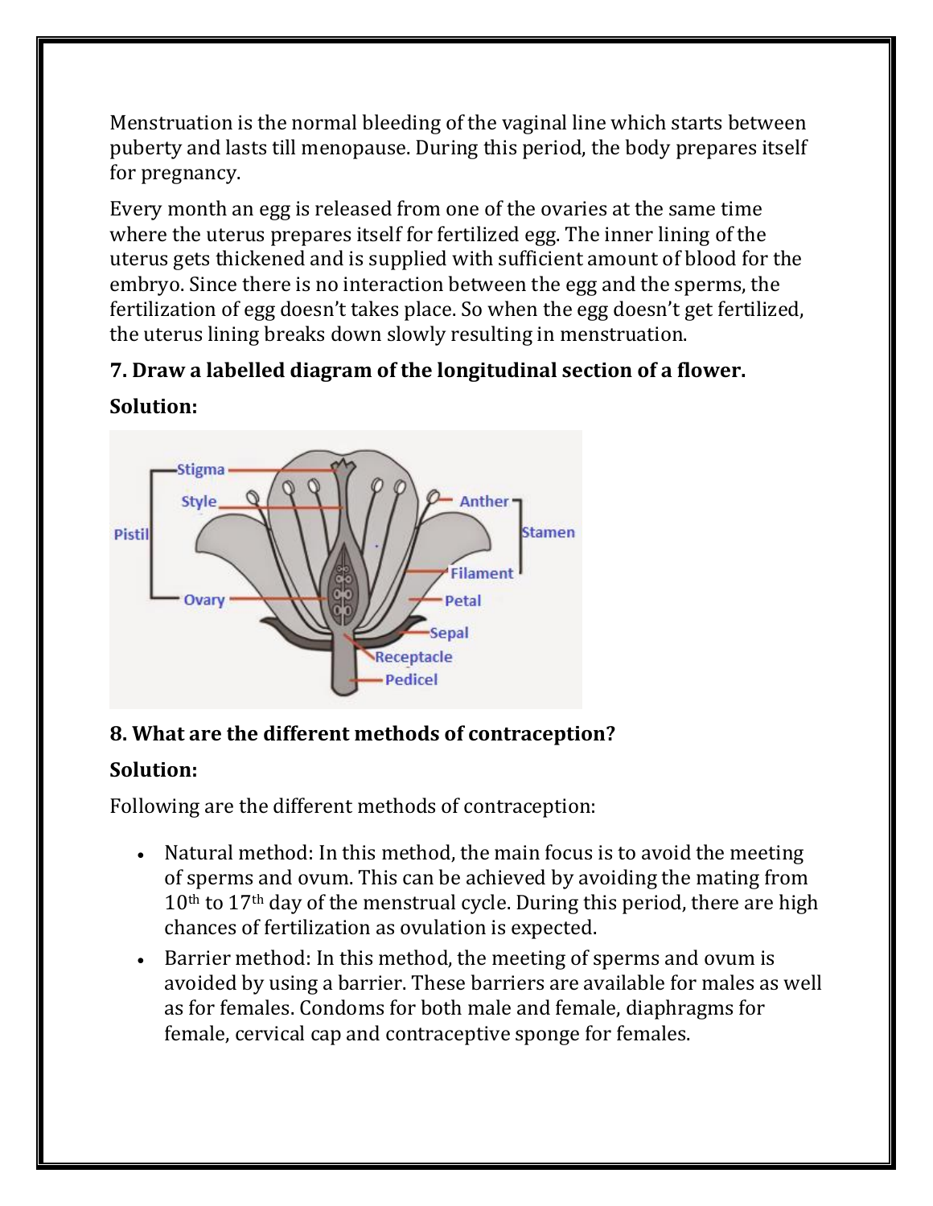Menstruation is the normal bleeding of the vaginal line which starts between puberty and lasts till menopause. During this period, the body prepares itself for pregnancy.

Every month an egg is released from one of the ovaries at the same time where the uterus prepares itself for fertilized egg. The inner lining of the uterus gets thickened and is supplied with sufficient amount of blood for the embryo. Since there is no interaction between the egg and the sperms, the fertilization of egg doesn't takes place. So when the egg doesn't get fertilized, the uterus lining breaks down slowly resulting in menstruation.

**7. Draw a labelled diagram of the longitudinal section of a flower.**

**Solution:**

**8. What are the different methods of contraception?**

**Solution:**

Following are the different methods of contraception:

- Natural method: In this method, the main focus is to avoid the meeting of sperms and ovum. This can be achieved by avoiding the mating from 10th to 17th day of the menstrual cycle. During this period, there are high chances of fertilization as ovulation is expected.
- Barrier method: In this method, the meeting of sperms and ovum is avoided by using a barrier. These barriers are available for males as well as for females. Condoms for both male and female, diaphragms for female, cervical cap and contraceptive sponge for females.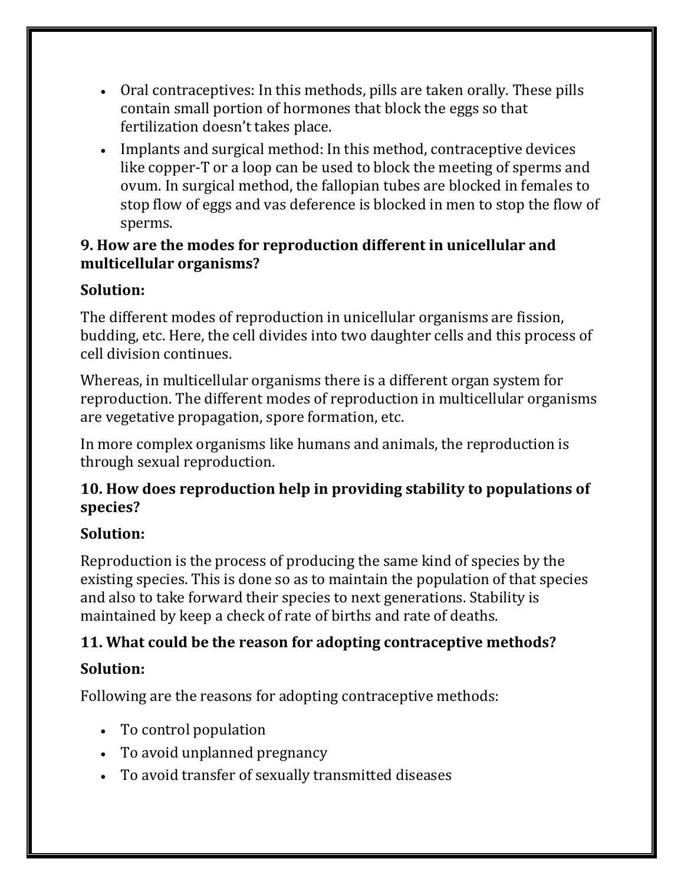- Oral contraceptives: In this methods, pills are taken orally. These pills contain small portion of hormones that block the eggs so that fertilization doesn't takes place.
- Implants and surgical method: In this method, contraceptive devices like copper-T or a loop can be used to block the meeting of sperms and ovum. In surgical method, the fallopian tubes are blocked in females to stop flow of eggs and vas deference is blocked in men to stop the flow of sperms.

**9. How are the modes for reproduction different in unicellular and multicellular organisms?**

**Solution:**

The different modes of reproduction in unicellular organisms are fission, budding, etc. Here, the cell divides into two daughter cells and this process of cell division continues.

Whereas, in multicellular organisms there is a different organ system for reproduction. The different modes of reproduction in multicellular organisms are vegetative propagation, spore formation, etc.

In more complex organisms like humans and animals, the reproduction is through sexual reproduction.

**10. How does reproduction help in providing stability to populations of species?**

**Solution:**

Reproduction is the process of producing the same kind of species by the existing species. This is done so as to maintain the population of that species and also to take forward their species to next generations. Stability is maintained by keep a check of rate of births and rate of deaths.

**11. What could be the reason for adopting contraceptive methods?**

**Solution:**

Following are the reasons for adopting contraceptive methods:

- To control population
- To avoid unplanned pregnancy
- To avoid transfer of sexually transmitted diseases